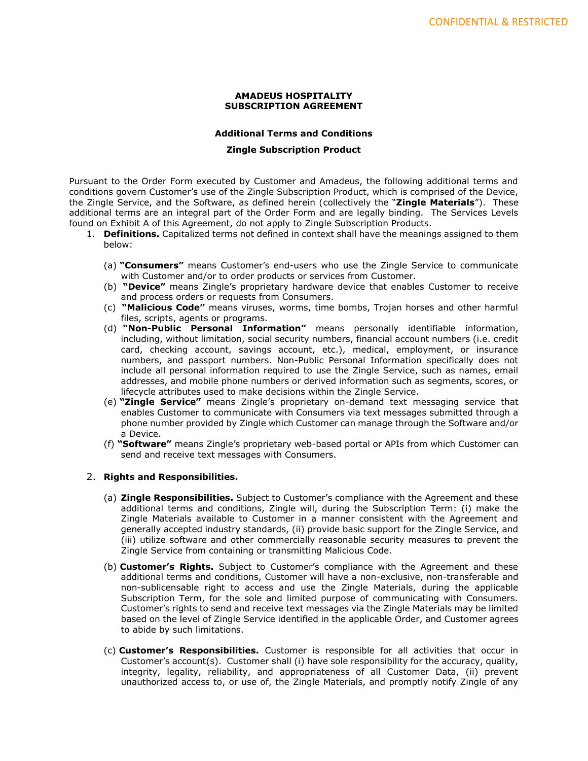**AMADEUS HOSPITALITY SUBSCRIPTION AGREEMENT**

**Additional Terms and Conditions**

**Zingle Subscription Product**

Pursuant to the Order Form executed by Customer and Amadeus, the following additional terms and conditions govern Customer's use of the Zingle Subscription Product, which is comprised of the Device, the Zingle Service, and the Software, as defined herein (collectively the "**Zingle Materials**"). These additional terms are an integral part of the Order Form and are legally binding. The Services Levels found on Exhibit A of this Agreement, do not apply to Zingle Subscription Products.

1. **Definitions.** Capitalized terms not defined in context shall have the meanings assigned to them below:

   (a) **"Consumers"** means Customer's end-users who use the Zingle Service to communicate with Customer and/or to order products or services from Customer.

   (b) **"Device"** means Zingle's proprietary hardware device that enables Customer to receive and process orders or requests from Consumers.

   (c) **"Malicious Code"** means viruses, worms, time bombs, Trojan horses and other harmful files, scripts, agents or programs.

   (d) **"Non-Public Personal Information"** means personally identifiable information, including, without limitation, social security numbers, financial account numbers (i.e. credit card, checking account, savings account, etc.), medical, employment, or insurance numbers, and passport numbers. Non-Public Personal Information specifically does not include all personal information required to use the Zingle Service, such as names, email addresses, and mobile phone numbers or derived information such as segments, scores, or lifecycle attributes used to make decisions within the Zingle Service.

   (e) **"Zingle Service"** means Zingle's proprietary on-demand text messaging service that enables Customer to communicate with Consumers via text messages submitted through a phone number provided by Zingle which Customer can manage through the Software and/or a Device.

   (f) **"Software"** means Zingle's proprietary web-based portal or APIs from which Customer can send and receive text messages with Consumers.

2. **Rights and Responsibilities.**

   (a) **Zingle Responsibilities.** Subject to Customer's compliance with the Agreement and these additional terms and conditions, Zingle will, during the Subscription Term: (i) make the Zingle Materials available to Customer in a manner consistent with the Agreement and generally accepted industry standards, (ii) provide basic support for the Zingle Service, and (iii) utilize software and other commercially reasonable security measures to prevent the Zingle Service from containing or transmitting Malicious Code.

   (b) **Customer's Rights.** Subject to Customer's compliance with the Agreement and these additional terms and conditions, Customer will have a non-exclusive, non-transferable and non-sublicensable right to access and use the Zingle Materials, during the applicable Subscription Term, for the sole and limited purpose of communicating with Consumers. Customer's rights to send and receive text messages via the Zingle Materials may be limited based on the level of Zingle Service identified in the applicable Order, and Customer agrees to abide by such limitations.

   (c) **Customer's Responsibilities.** Customer is responsible for all activities that occur in Customer's account(s). Customer shall (i) have sole responsibility for the accuracy, quality, integrity, legality, reliability, and appropriateness of all Customer Data, (ii) prevent unauthorized access to, or use of, the Zingle Materials, and promptly notify Zingle of any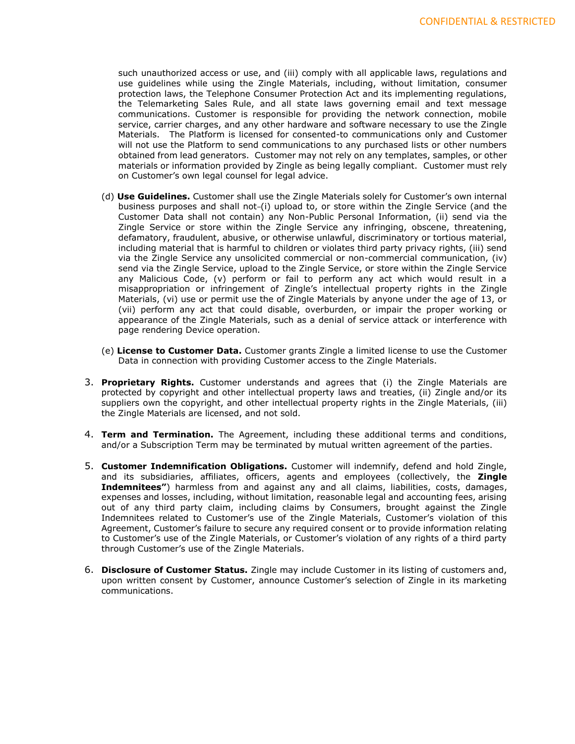such unauthorized access or use, and (iii) comply with all applicable laws, regulations and use guidelines while using the Zingle Materials, including, without limitation, consumer protection laws, the Telephone Consumer Protection Act and its implementing regulations, the Telemarketing Sales Rule, and all state laws governing email and text message communications. Customer is responsible for providing the network connection, mobile service, carrier charges, and any other hardware and software necessary to use the Zingle Materials. The Platform is licensed for consented-to communications only and Customer will not use the Platform to send communications to any purchased lists or other numbers obtained from lead generators. Customer may not rely on any templates, samples, or other materials or information provided by Zingle as being legally compliant. Customer must rely on Customer's own legal counsel for legal advice.

(d) **Use Guidelines.** Customer shall use the Zingle Materials solely for Customer's own internal business purposes and shall not (i) upload to, or store within the Zingle Service (and the Customer Data shall not contain) any Non-Public Personal Information, (ii) send via the Zingle Service or store within the Zingle Service any infringing, obscene, threatening, defamatory, fraudulent, abusive, or otherwise unlawful, discriminatory or tortious material, including material that is harmful to children or violates third party privacy rights, (iii) send via the Zingle Service any unsolicited commercial or non-commercial communication, (iv) send via the Zingle Service, upload to the Zingle Service, or store within the Zingle Service any Malicious Code, (v) perform or fail to perform any act which would result in a misappropriation or infringement of Zingle's intellectual property rights in the Zingle Materials, (vi) use or permit use the of Zingle Materials by anyone under the age of 13, or (vii) perform any act that could disable, overburden, or impair the proper working or appearance of the Zingle Materials, such as a denial of service attack or interference with page rendering Device operation.

(e) **License to Customer Data.** Customer grants Zingle a limited license to use the Customer Data in connection with providing Customer access to the Zingle Materials.

3. **Proprietary Rights.** Customer understands and agrees that (i) the Zingle Materials are protected by copyright and other intellectual property laws and treaties, (ii) Zingle and/or its suppliers own the copyright, and other intellectual property rights in the Zingle Materials, (iii) the Zingle Materials are licensed, and not sold.

4. **Term and Termination.** The Agreement, including these additional terms and conditions, and/or a Subscription Term may be terminated by mutual written agreement of the parties.

5. **Customer Indemnification Obligations.** Customer will indemnify, defend and hold Zingle, and its subsidiaries, affiliates, officers, agents and employees (collectively, the **Zingle Indemnitees"**) harmless from and against any and all claims, liabilities, costs, damages, expenses and losses, including, without limitation, reasonable legal and accounting fees, arising out of any third party claim, including claims by Consumers, brought against the Zingle Indemnitees related to Customer's use of the Zingle Materials, Customer's violation of this Agreement, Customer's failure to secure any required consent or to provide information relating to Customer's use of the Zingle Materials, or Customer's violation of any rights of a third party through Customer's use of the Zingle Materials.

6. **Disclosure of Customer Status.** Zingle may include Customer in its listing of customers and, upon written consent by Customer, announce Customer's selection of Zingle in its marketing communications.